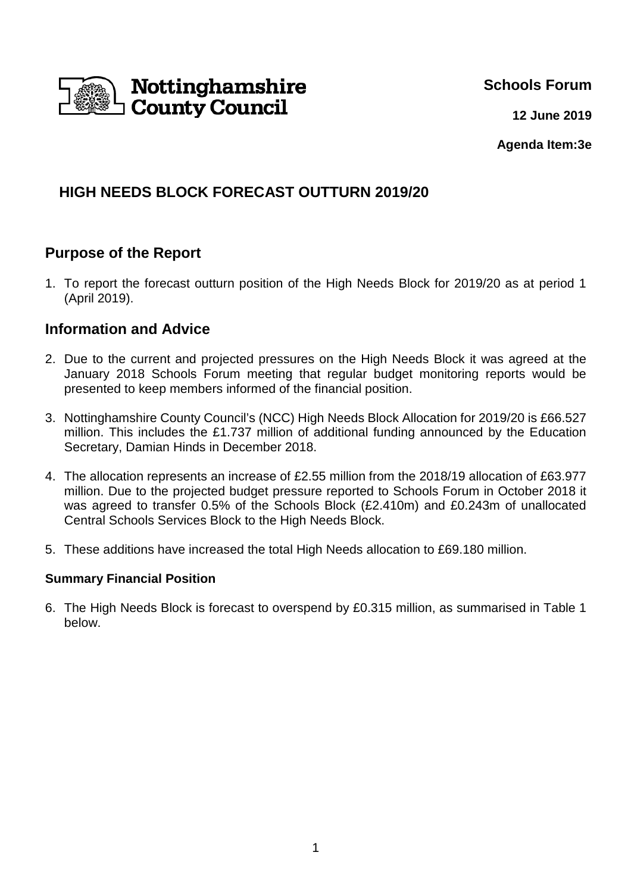Nottinghamshire County Council

**Schools Forum**

**12 June 2019**

**Agenda Item:3e**

# HIGH NEEDS BLOCK FORECAST OUTTURN 2019/20

## Purpose of the Report

1. To report the forecast outturn position of the High Needs Block for 2019/20 as at period 1 (April 2019).

## Information and Advice

2. Due to the current and projected pressures on the High Needs Block it was agreed at the January 2018 Schools Forum meeting that regular budget monitoring reports would be presented to keep members informed of the financial position.

3. Nottinghamshire County Council's (NCC) High Needs Block Allocation for 2019/20 is £66.527 million. This includes the £1.737 million of additional funding announced by the Education Secretary, Damian Hinds in December 2018.

4. The allocation represents an increase of £2.55 million from the 2018/19 allocation of £63.977 million. Due to the projected budget pressure reported to Schools Forum in October 2018 it was agreed to transfer 0.5% of the Schools Block (£2.410m) and £0.243m of unallocated Central Schools Services Block to the High Needs Block.

5. These additions have increased the total High Needs allocation to £69.180 million.

### Summary Financial Position

6. The High Needs Block is forecast to overspend by £0.315 million, as summarised in Table 1 below.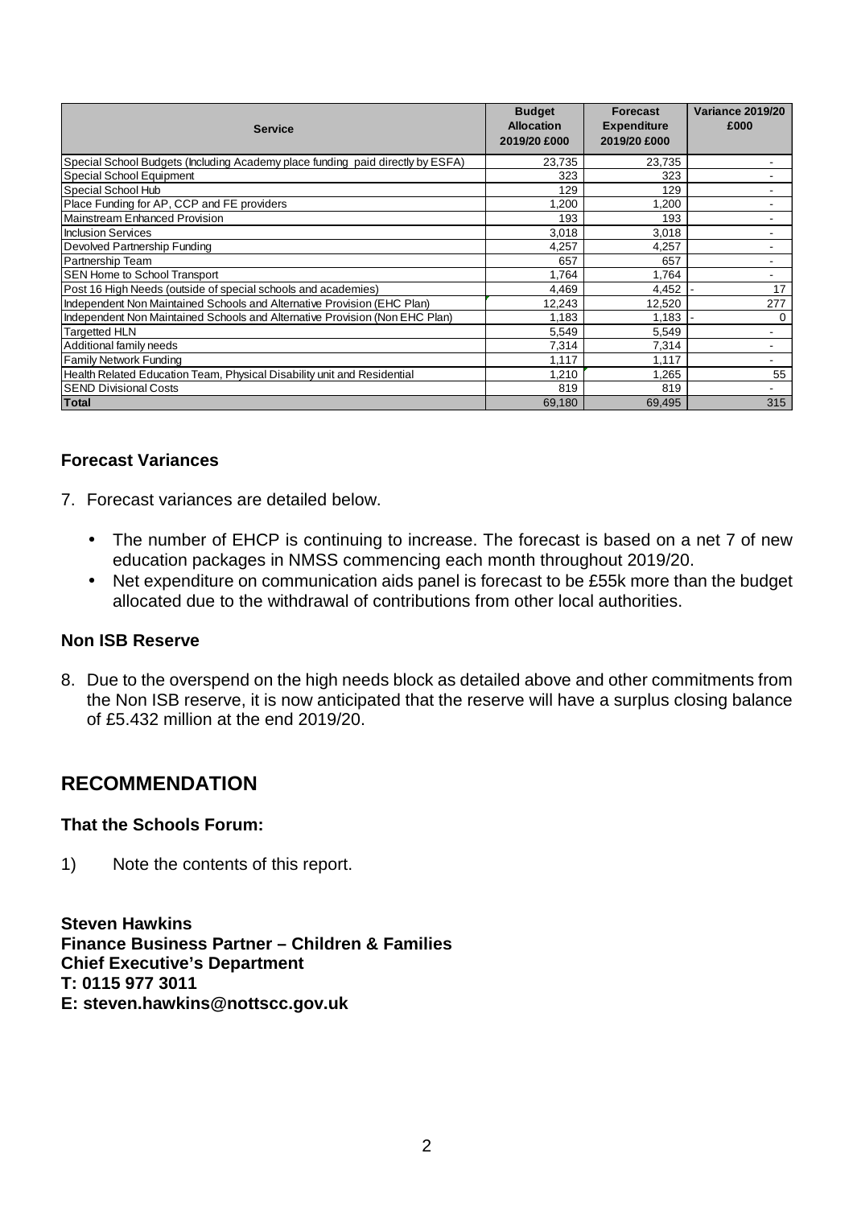| Service | Budget Allocation 2019/20 £000 | Forecast Expenditure 2019/20 £000 | Variance 2019/20 £000 |
|---|---|---|---|
| Special School Budgets (Including Academy place funding paid directly by ESFA) | 23,735 | 23,735 | - |
| Special School Equipment | 323 | 323 | - |
| Special School Hub | 129 | 129 | - |
| Place Funding for AP, CCP and FE providers | 1,200 | 1,200 | - |
| Mainstream Enhanced Provision | 193 | 193 | - |
| Inclusion Services | 3,018 | 3,018 | - |
| Devolved Partnership Funding | 4,257 | 4,257 | - |
| Partnership Team | 657 | 657 | - |
| SEN Home to School Transport | 1,764 | 1,764 | - |
| Post 16 High Needs (outside of special schools and academies) | 4,469 | 4,452 | - 17 |
| Independent Non Maintained Schools and Alternative Provision (EHC Plan) | 12,243 | 12,520 | 277 |
| Independent Non Maintained Schools and Alternative Provision (Non EHC Plan) | 1,183 | 1,183 | - 0 |
| Targetted HLN | 5,549 | 5,549 | - |
| Additional family needs | 7,314 | 7,314 | - |
| Family Network Funding | 1,117 | 1,117 | - |
| Health Related Education Team, Physical Disability unit and Residential | 1,210 | 1,265 | 55 |
| SEND Divisional Costs | 819 | 819 | - |
| **Total** | 69,180 | 69,495 | 315 |

### Forecast Variances

7. Forecast variances are detailed below.

   - The number of EHCP is continuing to increase. The forecast is based on a net 7 of new education packages in NMSS commencing each month throughout 2019/20.
   - Net expenditure on communication aids panel is forecast to be £55k more than the budget allocated due to the withdrawal of contributions from other local authorities.

### Non ISB Reserve

8. Due to the overspend on the high needs block as detailed above and other commitments from the Non ISB reserve, it is now anticipated that the reserve will have a surplus closing balance of £5.432 million at the end 2019/20.

## RECOMMENDATION

### That the Schools Forum:

1) Note the contents of this report.

**Steven Hawkins**
**Finance Business Partner – Children & Families**
**Chief Executive's Department**
**T: 0115 977 3011**
**E: steven.hawkins@nottscc.gov.uk**